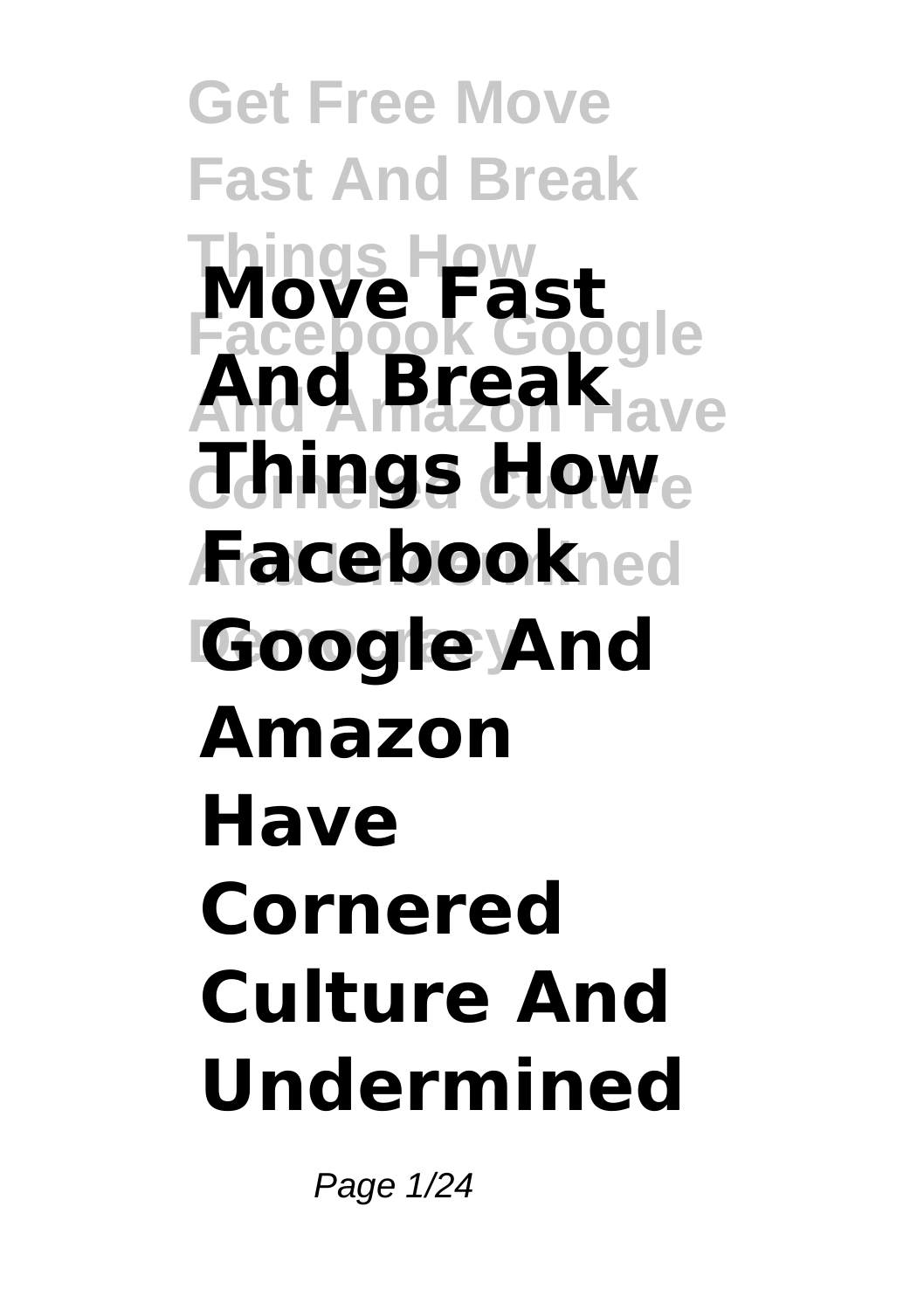# Move Fast And Break Things How Facebook Google And Amazon Have Cornered Culture And Undermined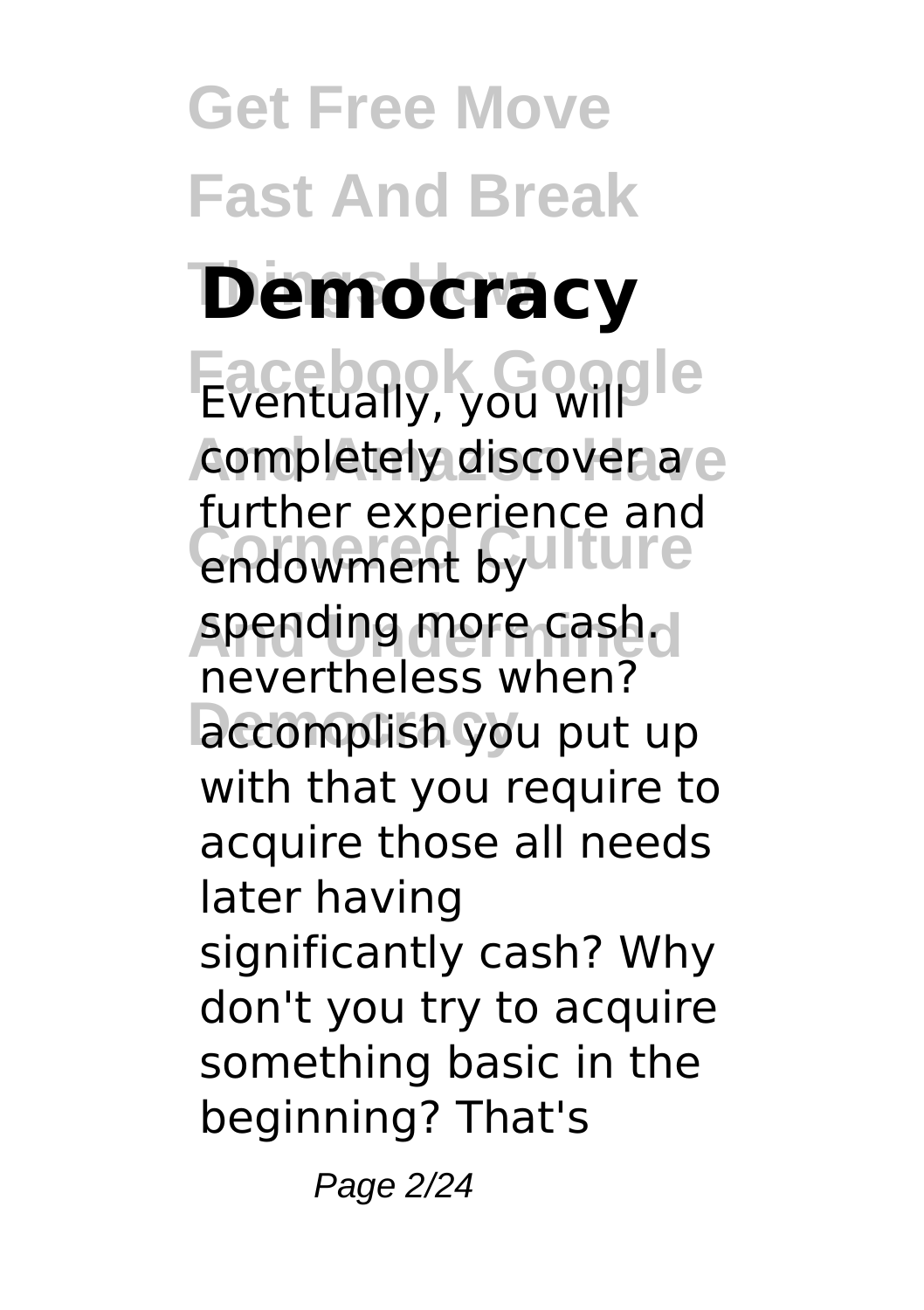## Democracy

Eventually, you will completely discover a further experience and endowment by spending more cash. nevertheless when? accomplish you put up with that you require to acquire those all needs later having significantly cash? Why don't you try to acquire something basic in the beginning? That's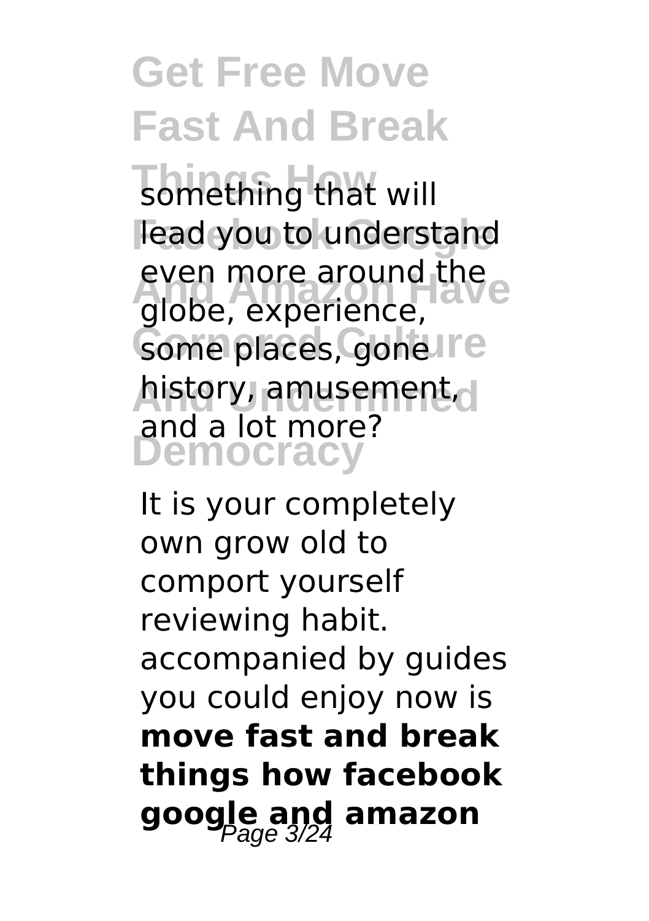something that will lead you to understand even more around the globe, experience, some places, gone history, amusement, and a lot more?

It is your completely own grow old to comport yourself reviewing habit. accompanied by guides you could enjoy now is **move fast and break things how facebook google and amazon**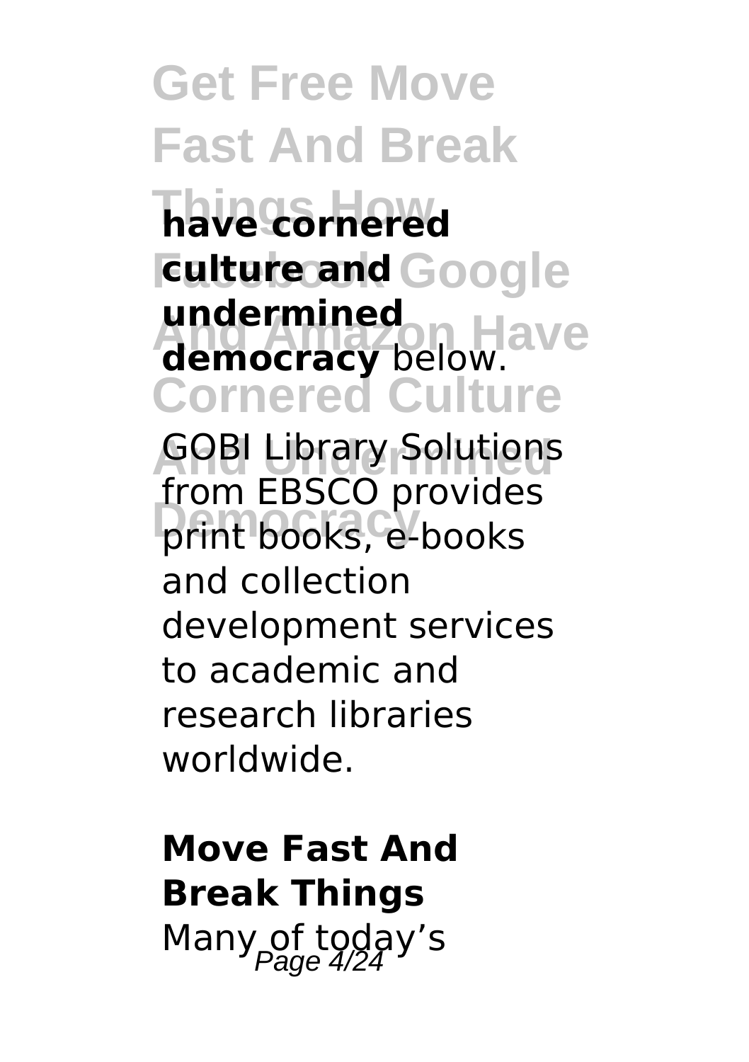**have cornered culture and undermined democracy** below.

GOBI Library Solutions from EBSCO provides print books, e-books and collection development services to academic and research libraries worldwide.

**Move Fast And Break Things**

Many of today's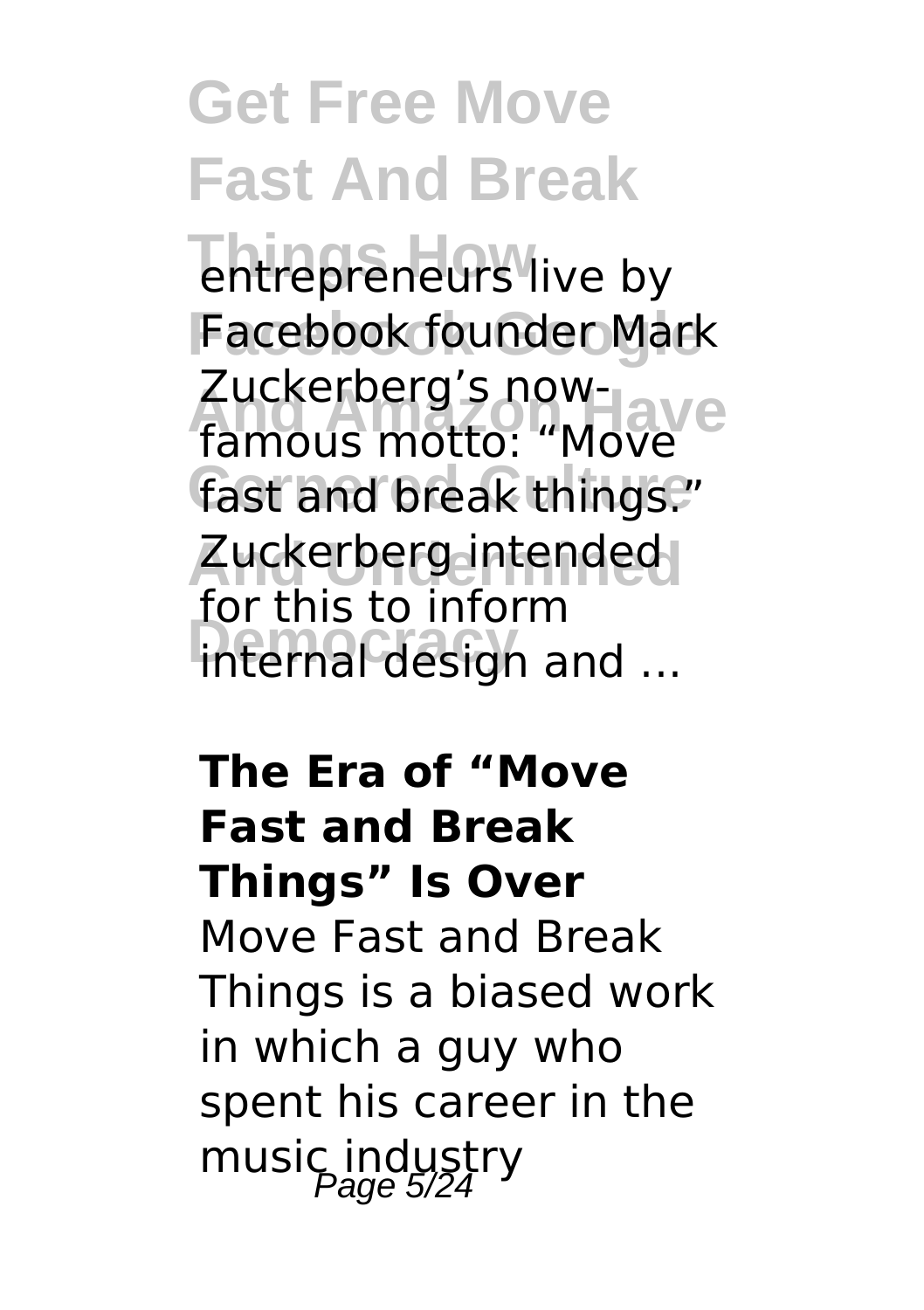entrepreneurs live by Facebook founder Mark Zuckerberg's now-famous motto: "Move fast and break things." Zuckerberg intended for this to inform internal design and ...

**The Era of "Move Fast and Break Things" Is Over**

Move Fast and Break Things is a biased work in which a guy who spent his career in the music industry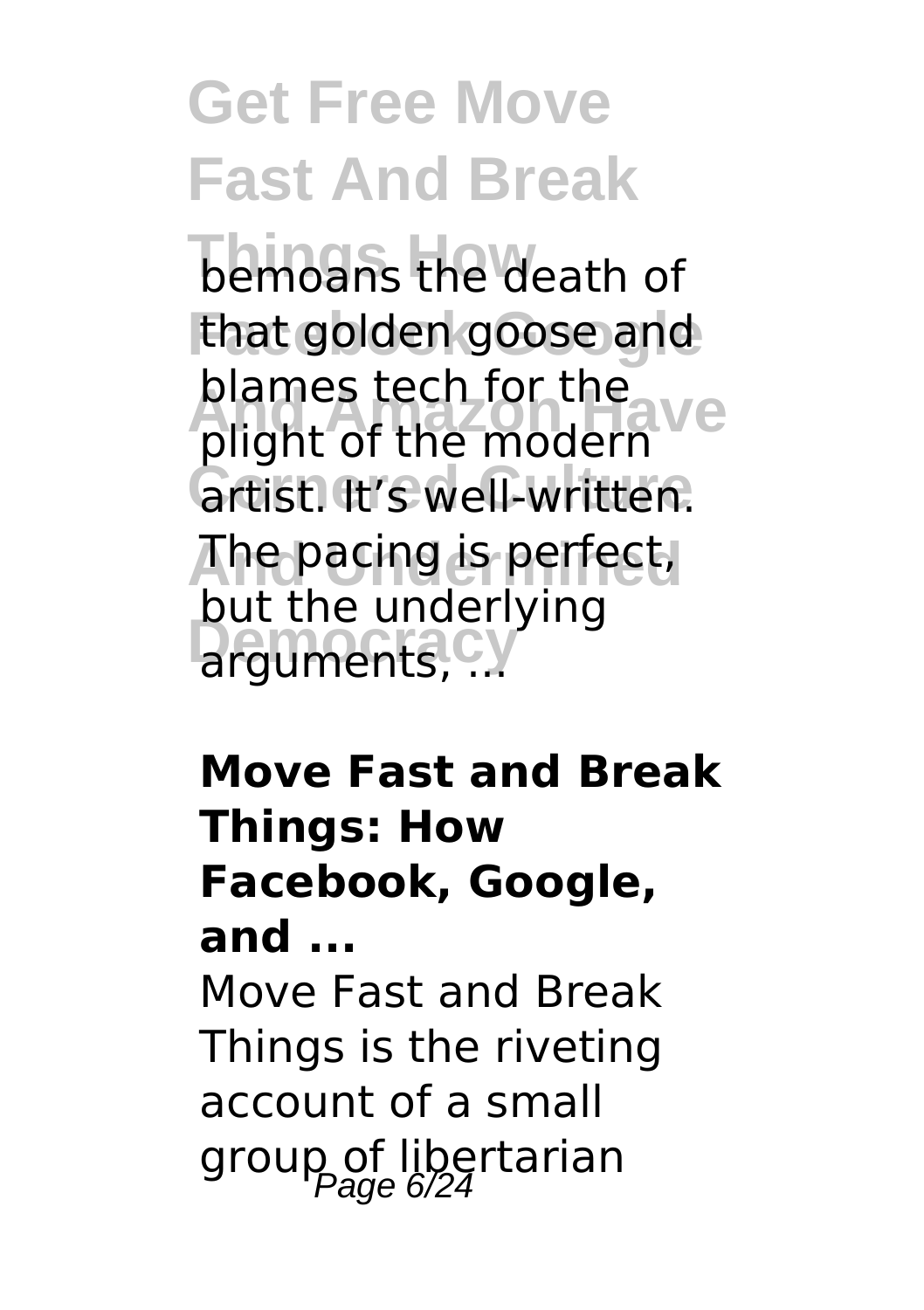bemoans the death of that golden goose and blames tech for the plight of the modern artist. It's well-written. The pacing is perfect, but the underlying arguments, ...

**Move Fast and Break Things: How Facebook, Google, and ...**

Move Fast and Break Things is the riveting account of a small group of libertarian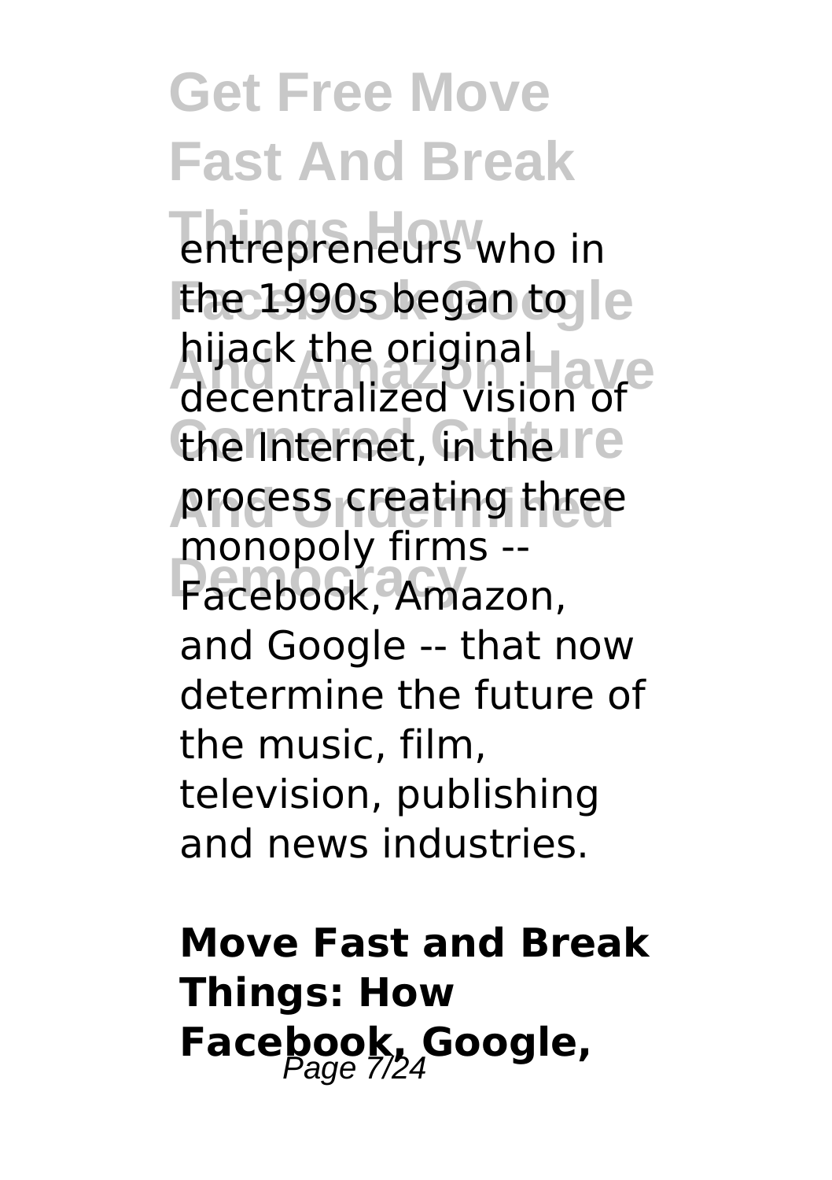entrepreneurs who in the 1990s began to hijack the original decentralized vision of the Internet, in the process creating three monopoly firms -- Facebook, Amazon, and Google -- that now determine the future of the music, film, television, publishing and news industries.

**Move Fast and Break Things: How Facebook, Google,**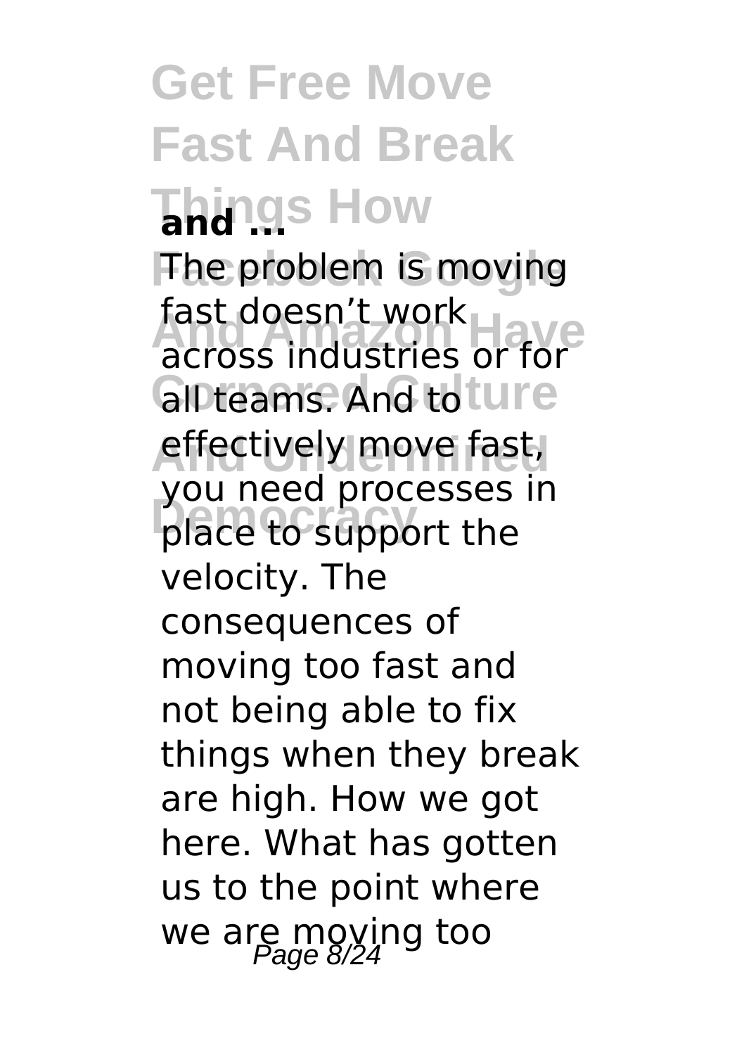# Get Free Move Fast And Break Things How Facebook Google And Amazon Have Cornered Culture And Undermined Democracy

**and ...**

The problem is moving fast doesn't work across industries or for all teams. And to effectively move fast, you need processes in place to support the velocity. The consequences of moving too fast and not being able to fix things when they break are high. How we got here. What has gotten us to the point where we are moving too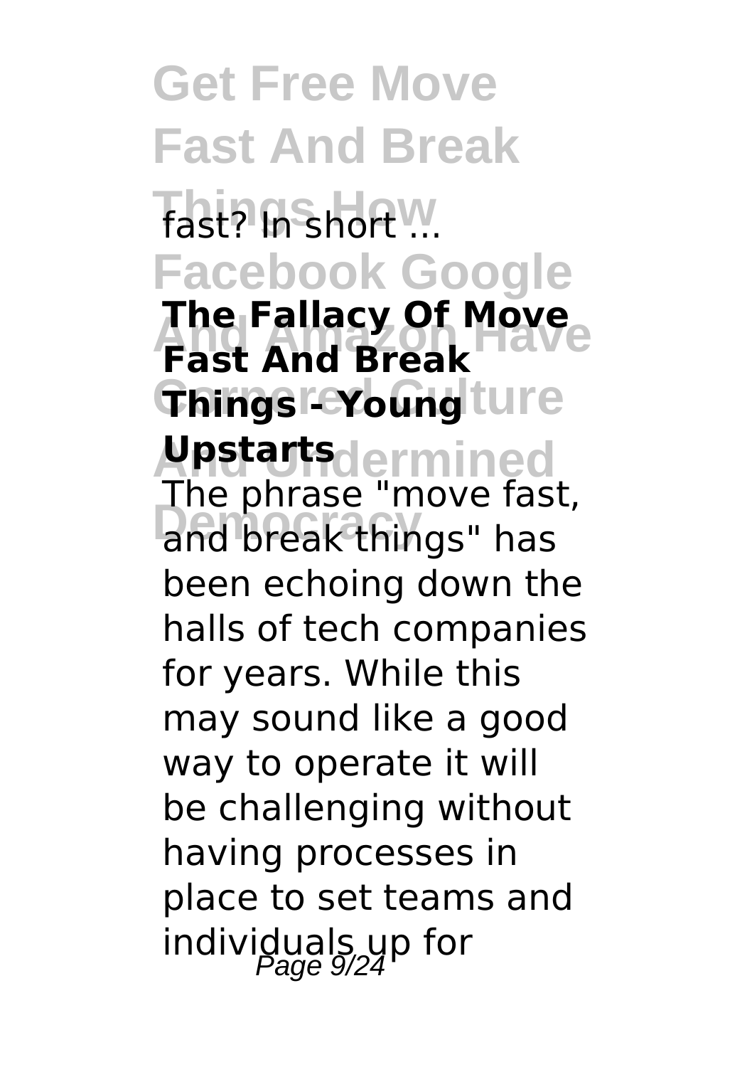fast? In short ...

**The Fallacy Of Move Fast And Break Things - Young Upstarts**

The phrase "move fast, and break things" has been echoing down the halls of tech companies for years. While this may sound like a good way to operate it will be challenging without having processes in place to set teams and individuals up for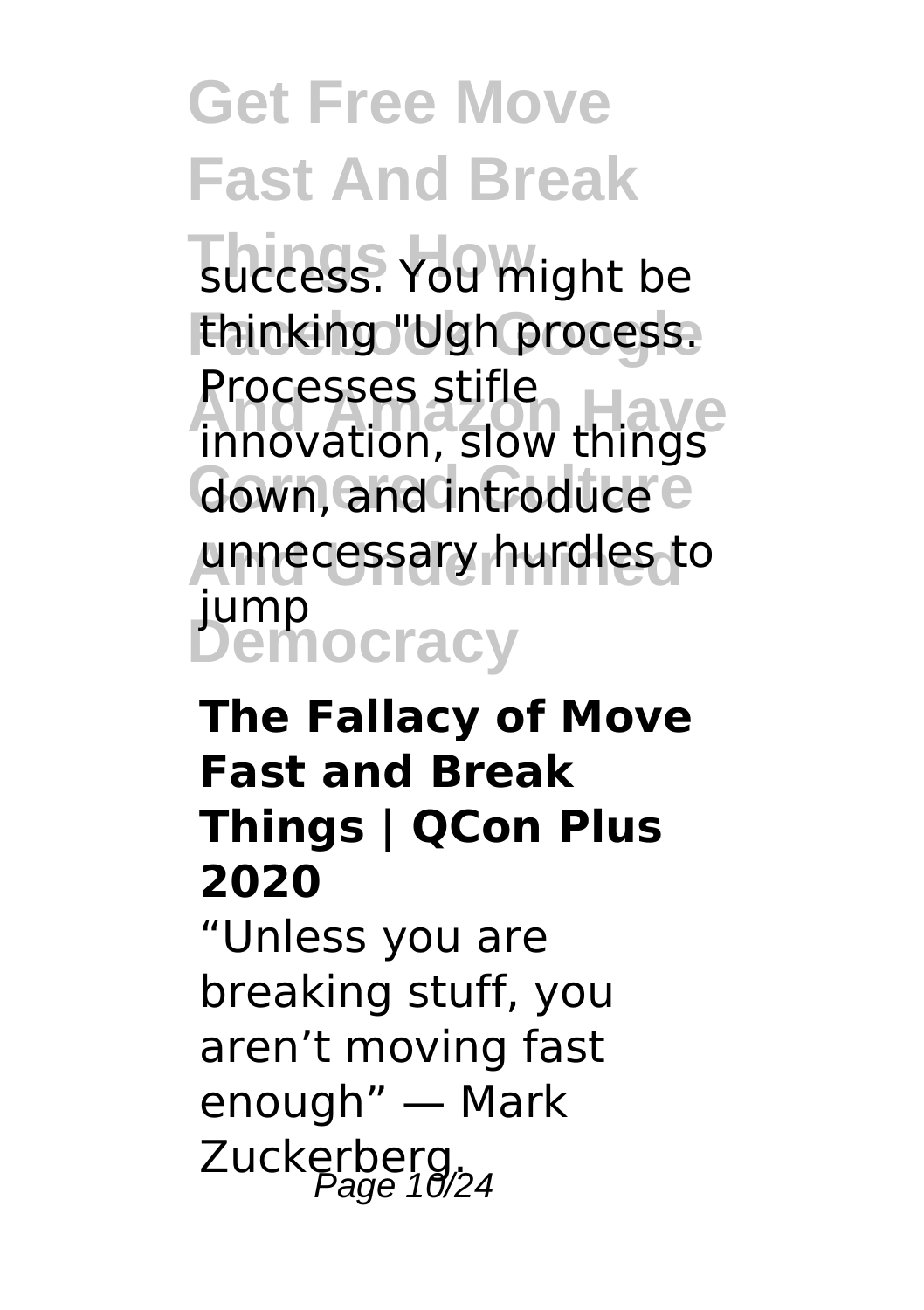success. You might be thinking "Ugh process. Processes stifle innovation, slow things down, and introduce unnecessary hurdles to jump

**The Fallacy of Move Fast and Break Things | QCon Plus 2020**

“Unless you are breaking stuff, you aren’t moving fast enough” — Mark Zuckerberg.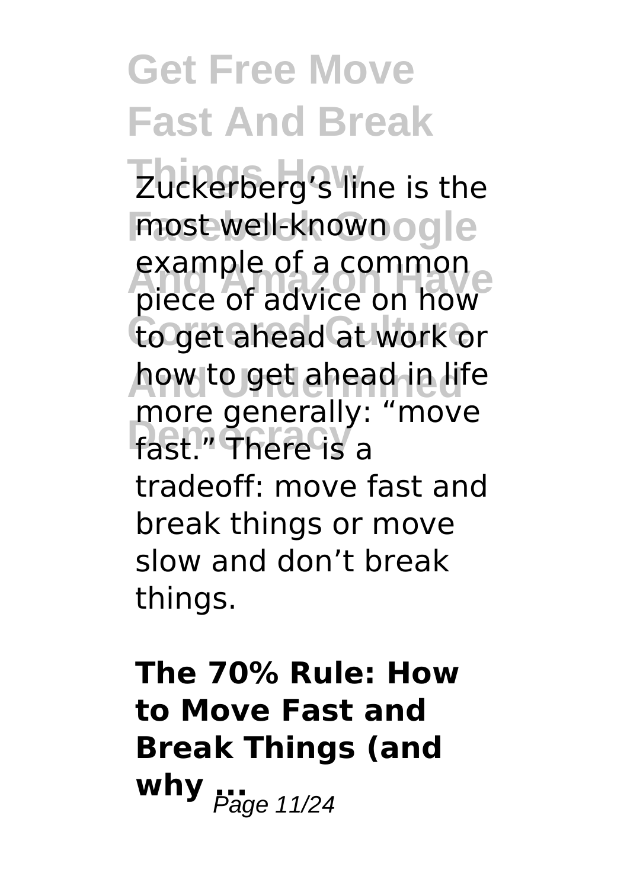Zuckerberg's line is the most well-known example of a common piece of advice on how to get ahead at work or how to get ahead in life more generally: "move fast." There is a tradeoff: move fast and break things or move slow and don't break things.

**The 70% Rule: How to Move Fast and Break Things (and why ...**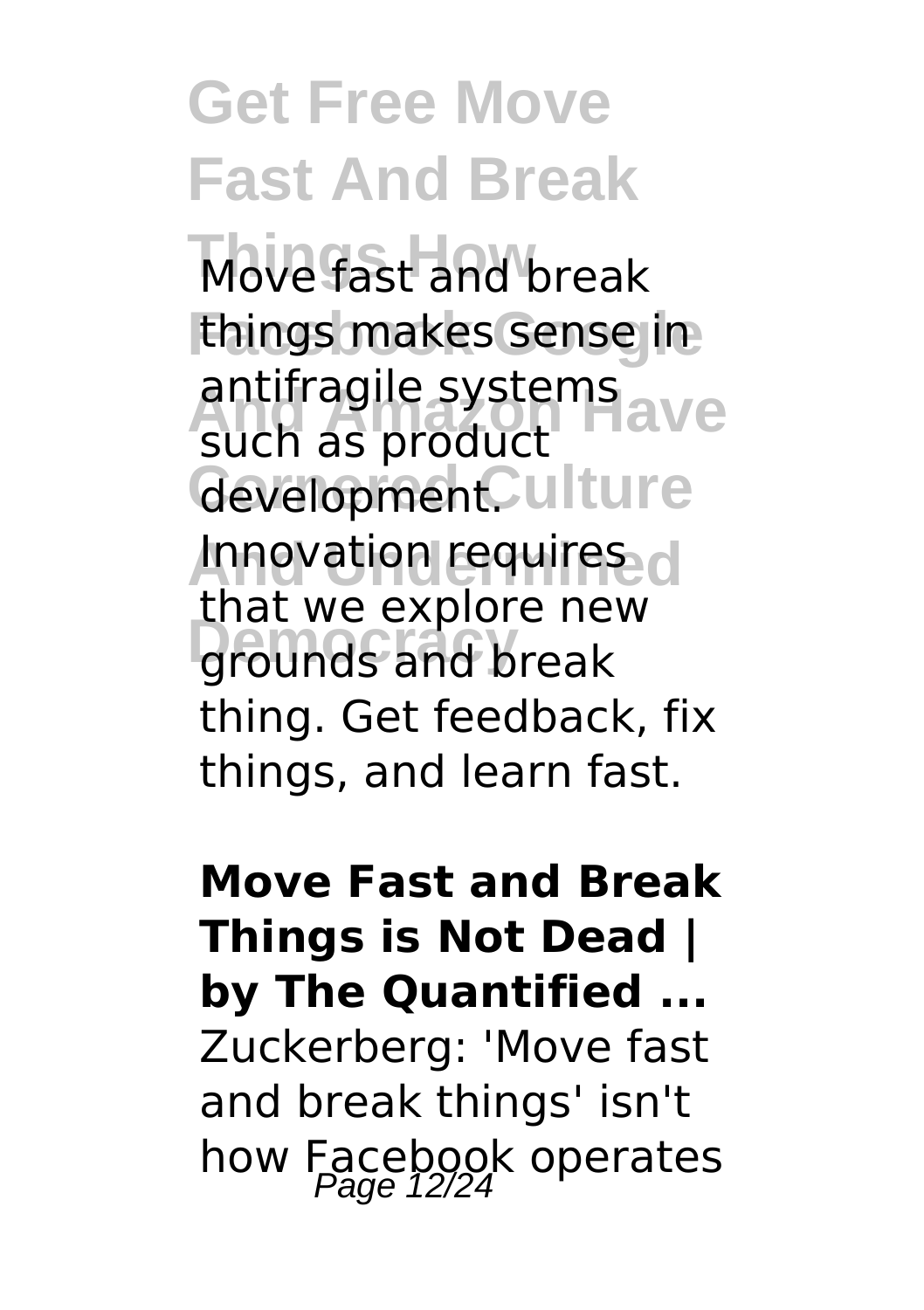Move fast and break things makes sense in antifragile systems such as product development. Innovation requires that we explore new grounds and break thing. Get feedback, fix things, and learn fast.

**Move Fast and Break Things is Not Dead | by The Quantified ...**

Zuckerberg: 'Move fast and break things' isn't how Facebook operates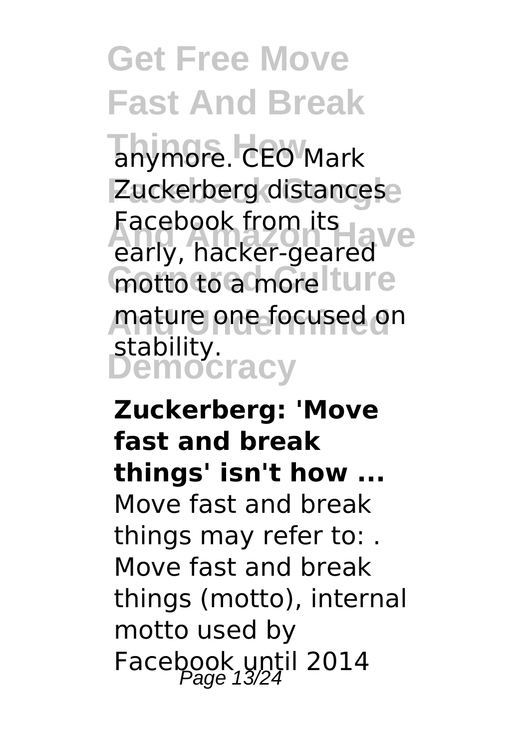anymore. CEO Mark Zuckerberg distances Facebook from its early, hacker-geared motto to a more mature one focused on stability.

**Zuckerberg: 'Move fast and break things' isn't how ...**

Move fast and break things may refer to: . Move fast and break things (motto), internal motto used by Facebook until 2014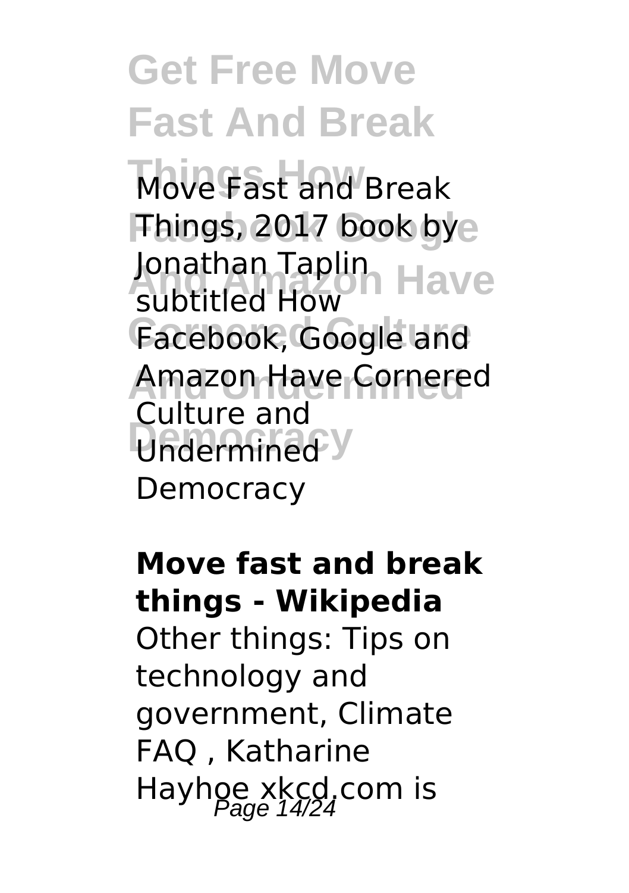Move Fast and Break Things, 2017 book by Jonathan Taplin subtitled How Facebook, Google and Amazon Have Cornered Culture and Undermined Democracy

**Move fast and break things - Wikipedia**

Other things: Tips on technology and government, Climate FAQ , Katharine Hayhoe xkcd.com is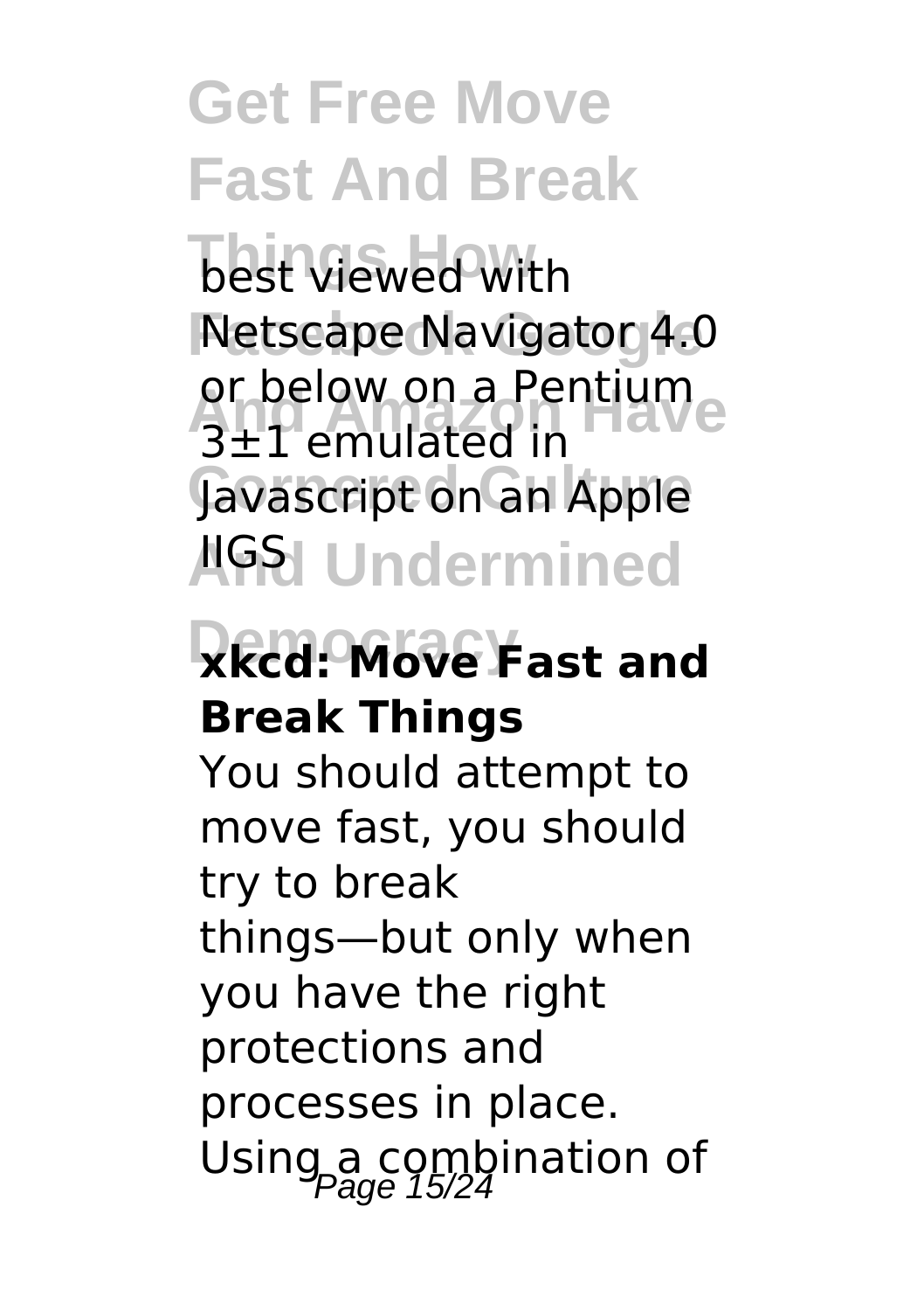best viewed with Netscape Navigator 4.0 or below on a Pentium 3±1 emulated in Javascript on an Apple IIGS

### xkcd: Move Fast and Break Things

You should attempt to move fast, you should try to break things—but only when you have the right protections and processes in place. Using a combination of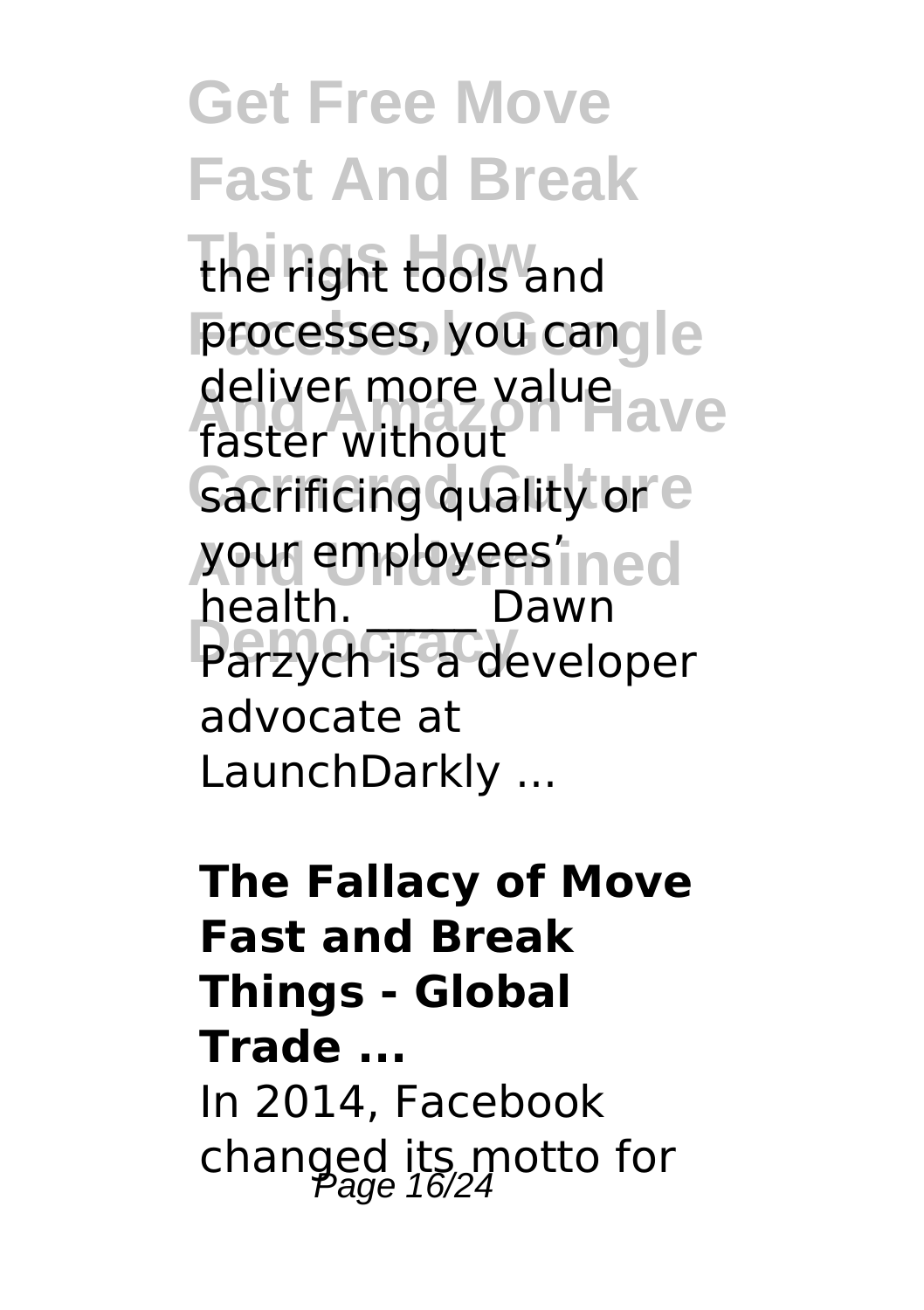the right tools and processes, you can deliver more value faster without sacrificing quality or your employees' health. \_\_\_\_\_ Dawn Parzych is a developer advocate at LaunchDarkly ...

**The Fallacy of Move Fast and Break Things - Global Trade ...**

In 2014, Facebook changed its motto for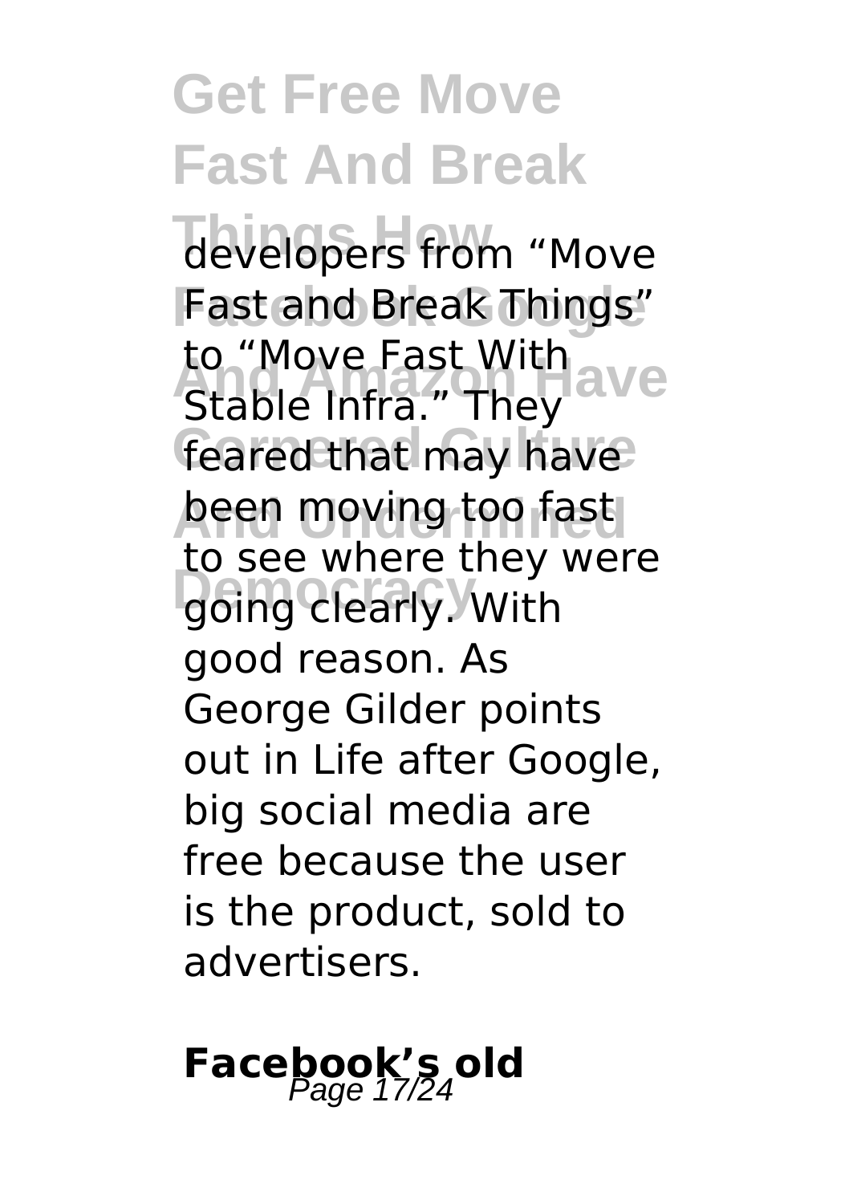developers from "Move Fast and Break Things" to "Move Fast With Stable Infra." They feared that may have been moving too fast to see where they were going clearly. With good reason. As George Gilder points out in Life after Google, big social media are free because the user is the product, sold to advertisers.

## Facebook's old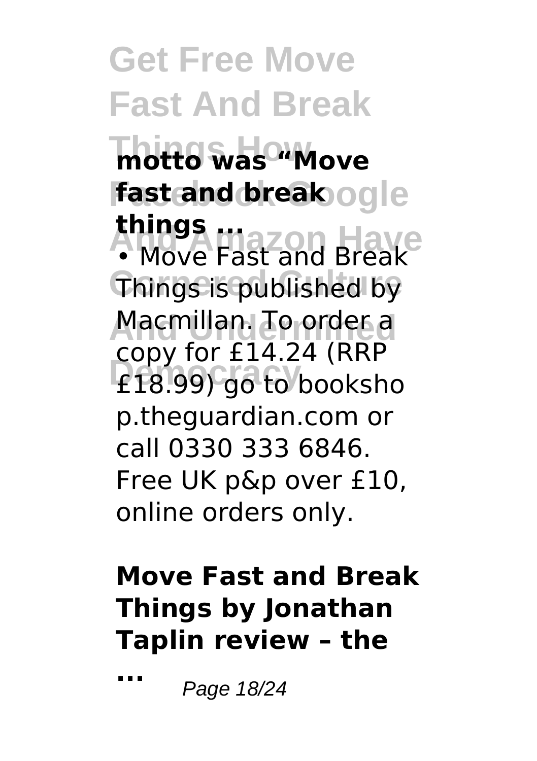**motto was "Move fast and break things ...**

• Move Fast and Break Things is published by Macmillan. To order a copy for £14.24 (RRP £18.99) go to bookshop.theguardian.com or call 0330 333 6846. Free UK p&p over £10, online orders only.

**Move Fast and Break Things by Jonathan Taplin review – the ...**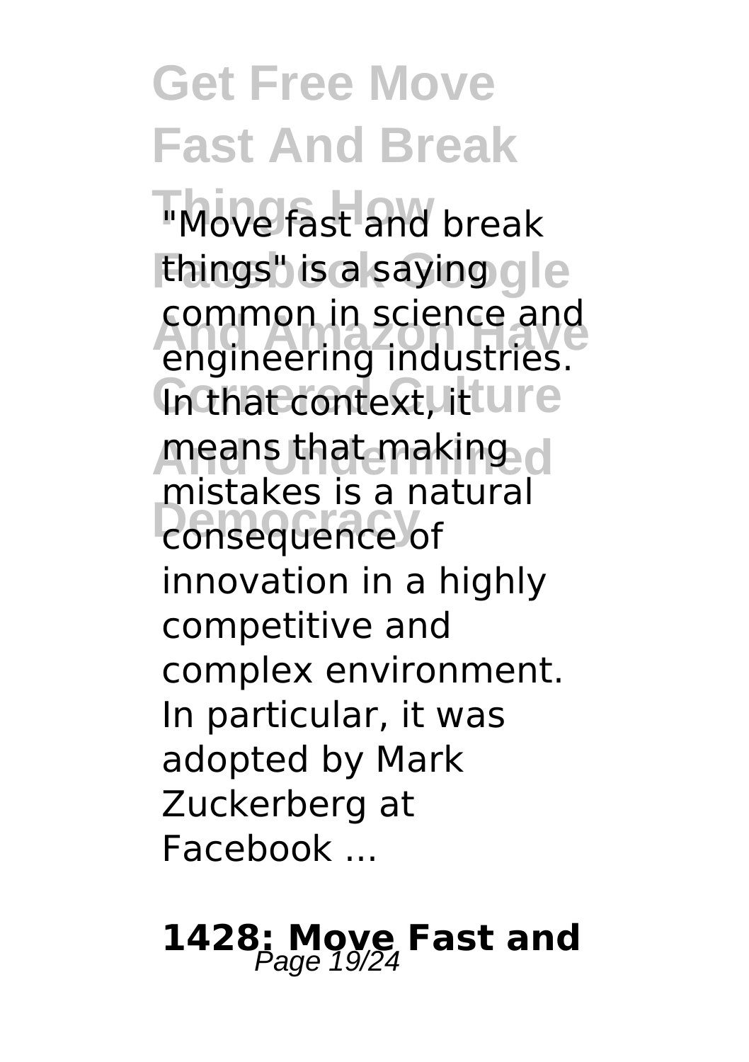"Move fast and break things" is a saying common in science and engineering industries. In that context, it means that making mistakes is a natural consequence of innovation in a highly competitive and complex environment. In particular, it was adopted by Mark Zuckerberg at Facebook ...

## 1428: Move Fast and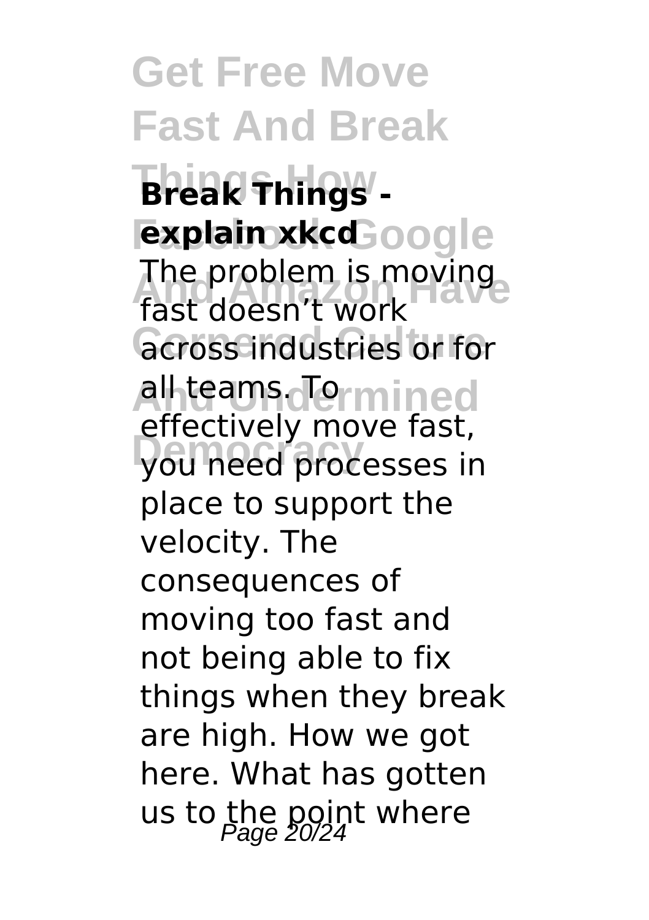**Break Things - explain xkcd**

The problem is moving fast doesn't work across industries or for all teams. To effectively move fast, you need processes in place to support the velocity. The consequences of moving too fast and not being able to fix things when they break are high. How we got here. What has gotten us to the point where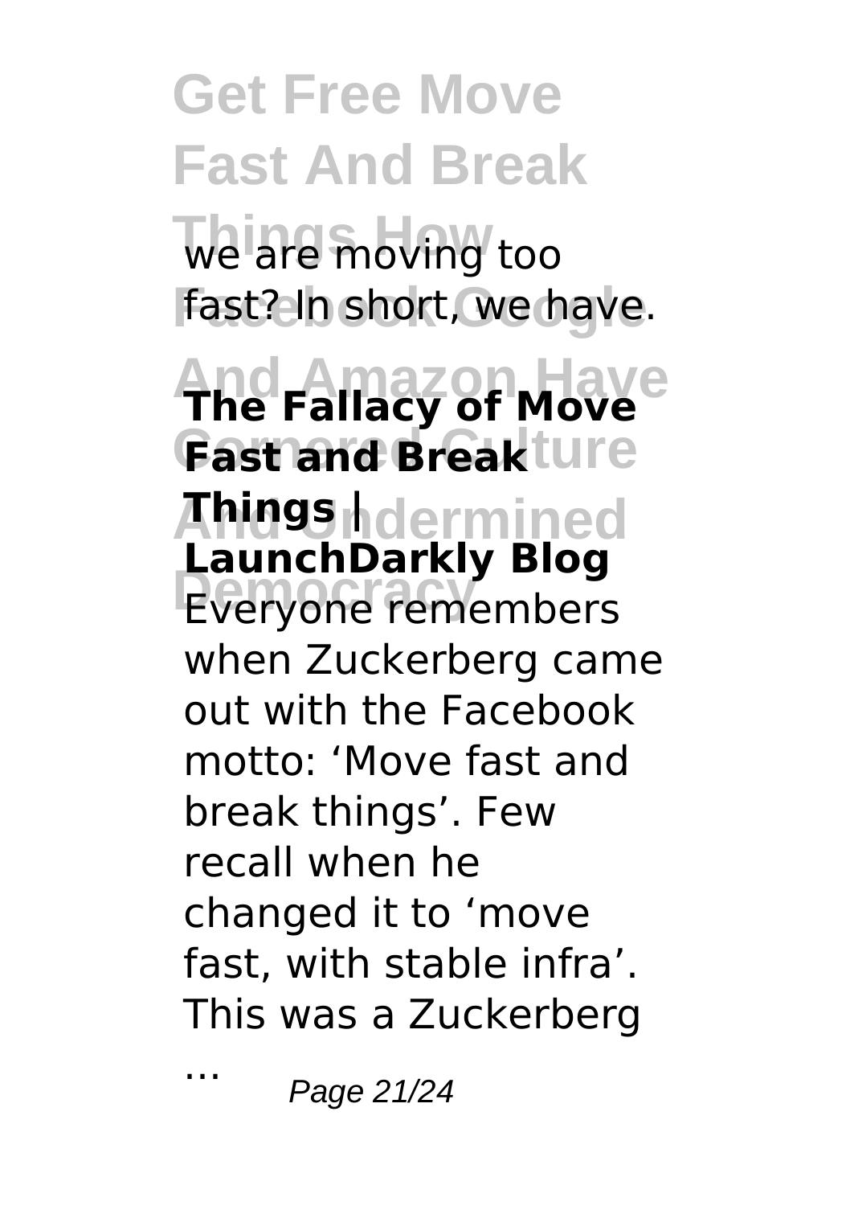we are moving too fast? In short, we have.

**The Fallacy of Move Fast and Break Things | LaunchDarkly Blog**

Everyone remembers when Zuckerberg came out with the Facebook motto: 'Move fast and break things'. Few recall when he changed it to 'move fast, with stable infra'. This was a Zuckerberg ...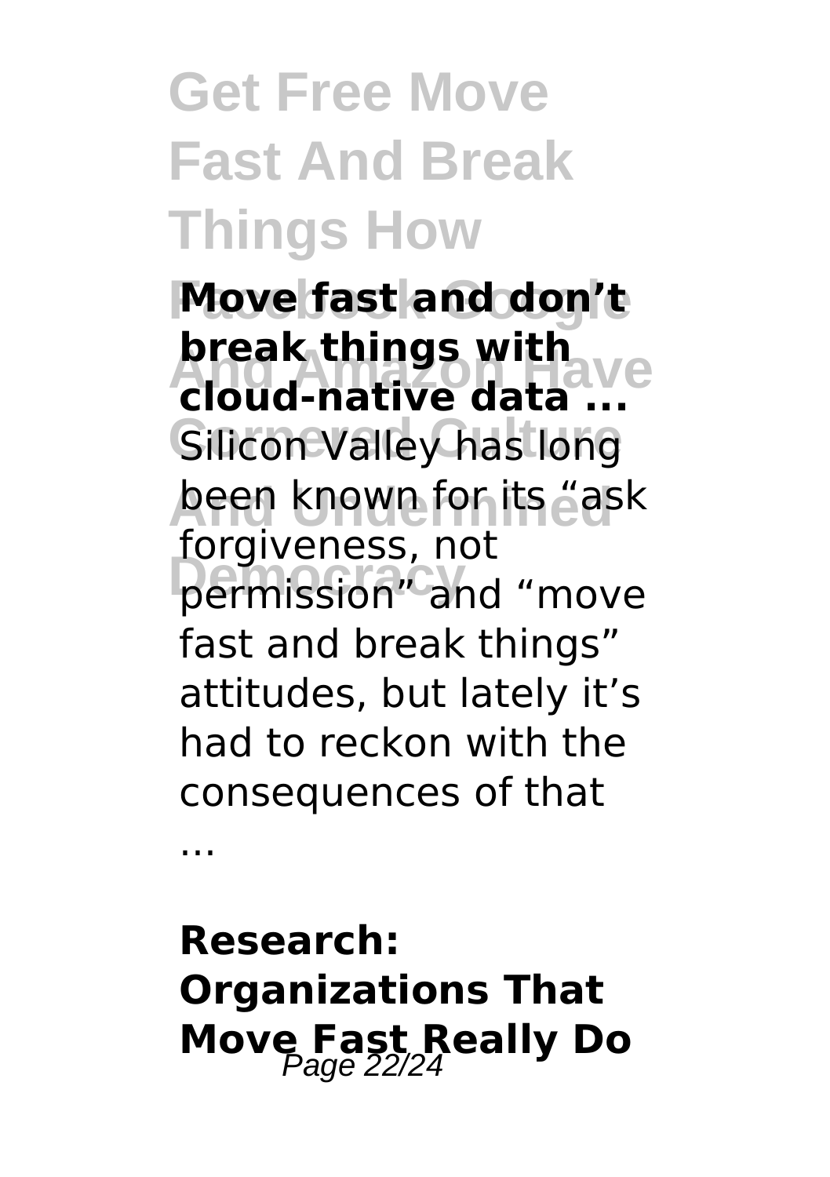**Move fast and don't break things with cloud-native data ...**

Silicon Valley has long been known for its "ask forgiveness, not permission" and "move fast and break things" attitudes, but lately it's had to reckon with the consequences of that ...

**Research: Organizations That Move Fast Really Do**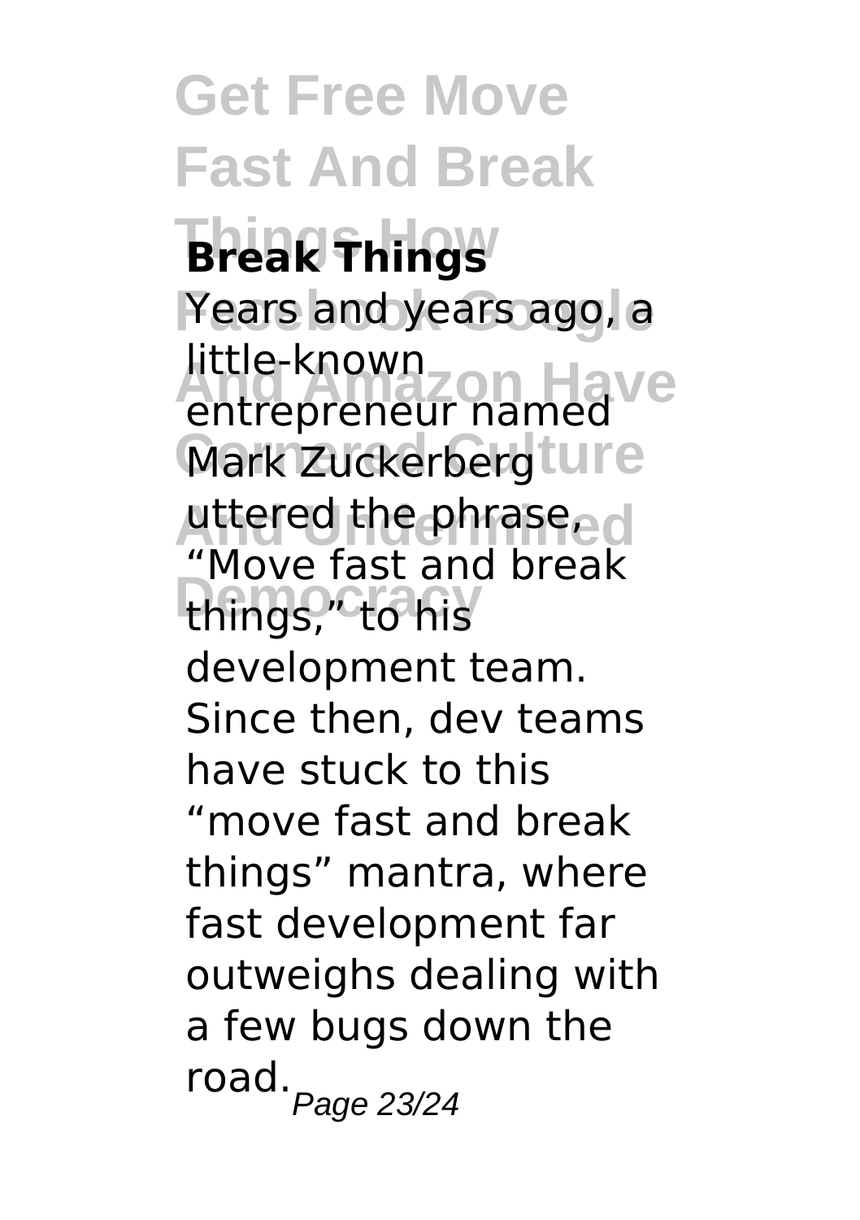**Break Things**

Years and years ago, a little-known entrepreneur named Mark Zuckerberg uttered the phrase, "Move fast and break things," to his development team. Since then, dev teams have stuck to this "move fast and break things" mantra, where fast development far outweighs dealing with a few bugs down the road.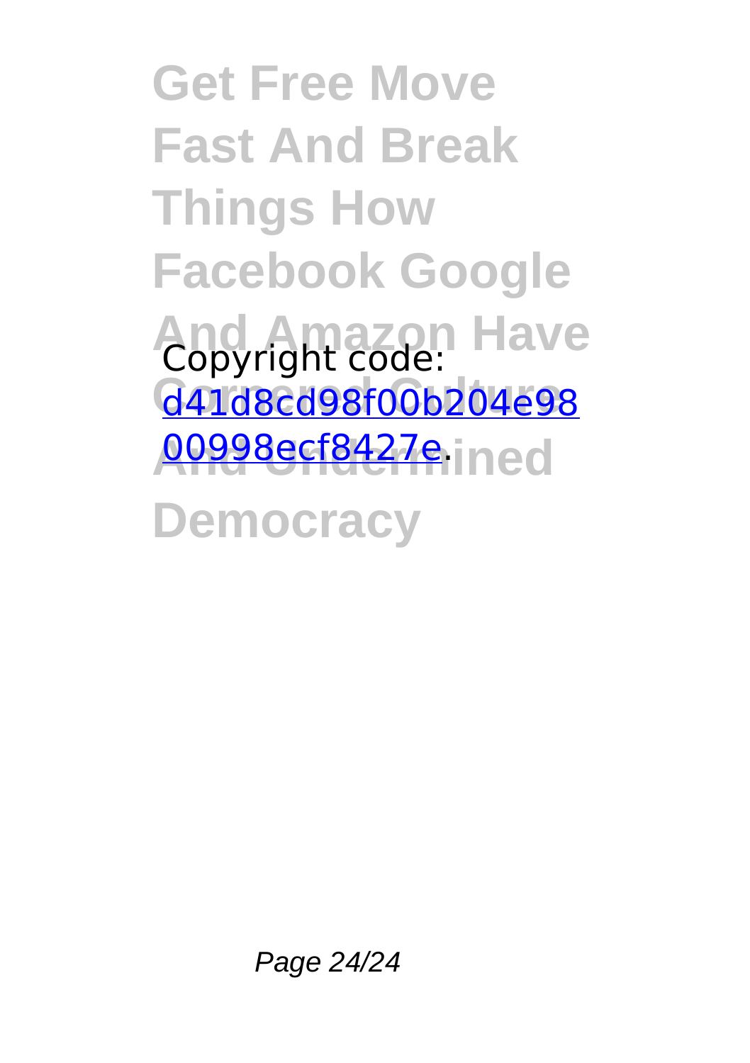Copyright code: [d41d8cd98f00b204e9800998ecf8427e](d41d8cd98f00b204e9800998ecf8427e).